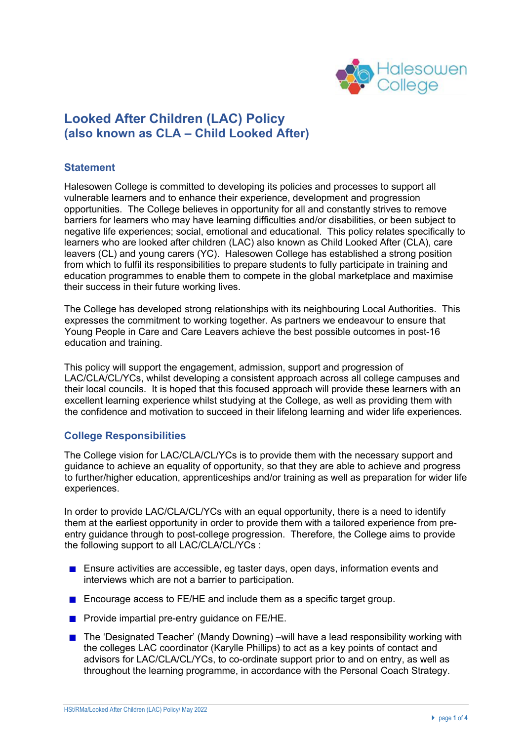# Looked After Children (LAC) Policy
# (also known as CLA – Child Looked After)

## Statement

Halesowen College is committed to developing its policies and processes to support all vulnerable learners and to enhance their experience, development and progression opportunities. The College believes in opportunity for all and constantly strives to remove barriers for learners who may have learning difficulties and/or disabilities, or been subject to negative life experiences; social, emotional and educational. This policy relates specifically to learners who are looked after children (LAC) also known as Child Looked After (CLA), care leavers (CL) and young carers (YC). Halesowen College has established a strong position from which to fulfil its responsibilities to prepare students to fully participate in training and education programmes to enable them to compete in the global marketplace and maximise their success in their future working lives.

The College has developed strong relationships with its neighbouring Local Authorities. This expresses the commitment to working together. As partners we endeavour to ensure that Young People in Care and Care Leavers achieve the best possible outcomes in post-16 education and training.

This policy will support the engagement, admission, support and progression of LAC/CLA/CL/YCs, whilst developing a consistent approach across all college campuses and their local councils. It is hoped that this focused approach will provide these learners with an excellent learning experience whilst studying at the College, as well as providing them with the confidence and motivation to succeed in their lifelong learning and wider life experiences.

## College Responsibilities

The College vision for LAC/CLA/CL/YCs is to provide them with the necessary support and guidance to achieve an equality of opportunity, so that they are able to achieve and progress to further/higher education, apprenticeships and/or training as well as preparation for wider life experiences.

In order to provide LAC/CLA/CL/YCs with an equal opportunity, there is a need to identify them at the earliest opportunity in order to provide them with a tailored experience from pre-entry guidance through to post-college progression. Therefore, the College aims to provide the following support to all LAC/CLA/CL/YCs :

- Ensure activities are accessible, eg taster days, open days, information events and interviews which are not a barrier to participation.
- Encourage access to FE/HE and include them as a specific target group.
- Provide impartial pre-entry guidance on FE/HE.
- The 'Designated Teacher' (Mandy Downing) –will have a lead responsibility working with the colleges LAC coordinator (Karylle Phillips) to act as a key points of contact and advisors for LAC/CLA/CL/YCs, to co-ordinate support prior to and on entry, as well as throughout the learning programme, in accordance with the Personal Coach Strategy.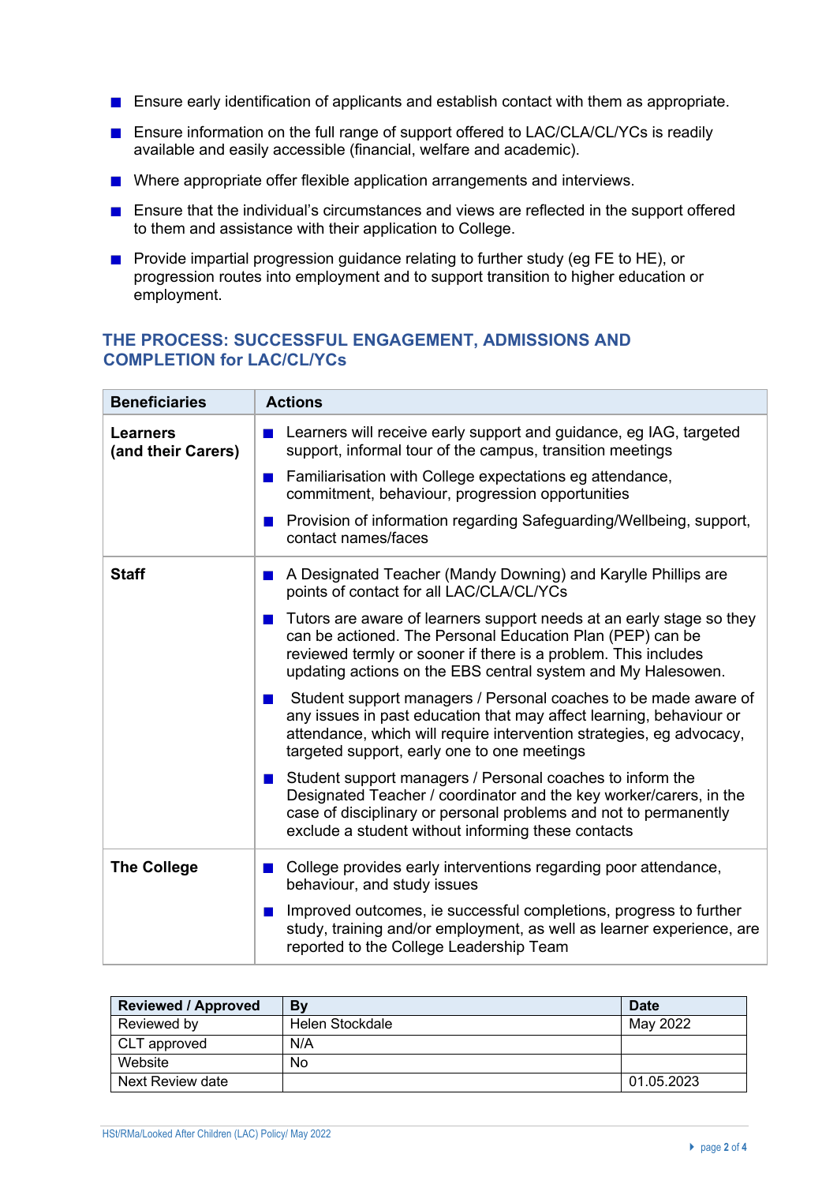- Ensure early identification of applicants and establish contact with them as appropriate.
- Ensure information on the full range of support offered to LAC/CLA/CL/YCs is readily available and easily accessible (financial, welfare and academic).
- Where appropriate offer flexible application arrangements and interviews.
- Ensure that the individual's circumstances and views are reflected in the support offered to them and assistance with their application to College.
- Provide impartial progression guidance relating to further study (eg FE to HE), or progression routes into employment and to support transition to higher education or employment.

## THE PROCESS: SUCCESSFUL ENGAGEMENT, ADMISSIONS AND COMPLETION for LAC/CL/YCs

| Beneficiaries | Actions |
|---|---|
| **Learners (and their Carers)** | - Learners will receive early support and guidance, eg IAG, targeted support, informal tour of the campus, transition meetings<br>- Familiarisation with College expectations eg attendance, commitment, behaviour, progression opportunities<br>- Provision of information regarding Safeguarding/Wellbeing, support, contact names/faces |
| **Staff** | - A Designated Teacher (Mandy Downing) and Karylle Phillips are points of contact for all LAC/CLA/CL/YCs<br>- Tutors are aware of learners support needs at an early stage so they can be actioned. The Personal Education Plan (PEP) can be reviewed termly or sooner if there is a problem. This includes updating actions on the EBS central system and My Halesowen.<br>- Student support managers / Personal coaches to be made aware of any issues in past education that may affect learning, behaviour or attendance, which will require intervention strategies, eg advocacy, targeted support, early one to one meetings<br>- Student support managers / Personal coaches to inform the Designated Teacher / coordinator and the key worker/carers, in the case of disciplinary or personal problems and not to permanently exclude a student without informing these contacts |
| **The College** | - College provides early interventions regarding poor attendance, behaviour, and study issues<br>- Improved outcomes, ie successful completions, progress to further study, training and/or employment, as well as learner experience, are reported to the College Leadership Team |

| Reviewed / Approved | By | Date |
|---|---|---|
| Reviewed by | Helen Stockdale | May 2022 |
| CLT approved | N/A | |
| Website | No | |
| Next Review date | | 01.05.2023 |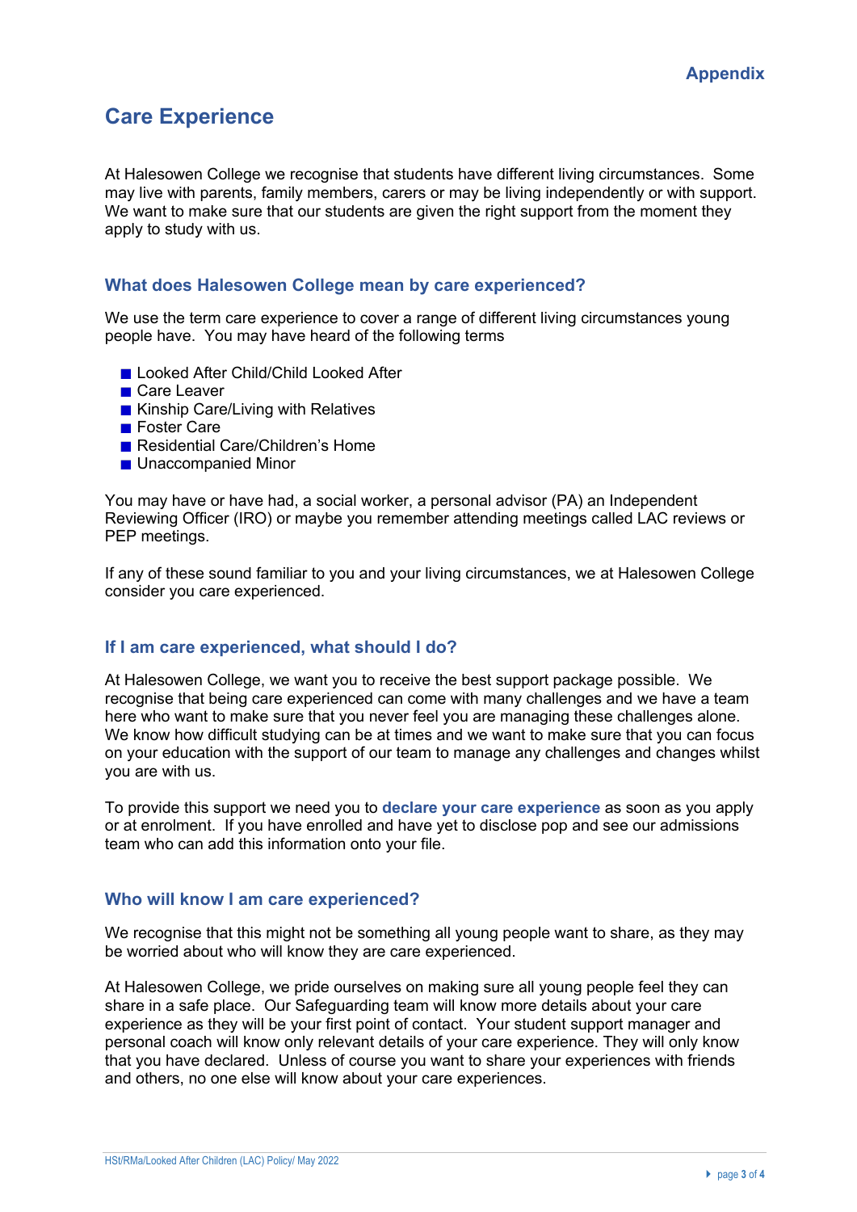Appendix

# Care Experience

At Halesowen College we recognise that students have different living circumstances. Some may live with parents, family members, carers or may be living independently or with support. We want to make sure that our students are given the right support from the moment they apply to study with us.

## What does Halesowen College mean by care experienced?

We use the term care experience to cover a range of different living circumstances young people have. You may have heard of the following terms

- Looked After Child/Child Looked After
- Care Leaver
- Kinship Care/Living with Relatives
- Foster Care
- Residential Care/Children's Home
- Unaccompanied Minor

You may have or have had, a social worker, a personal advisor (PA) an Independent Reviewing Officer (IRO) or maybe you remember attending meetings called LAC reviews or PEP meetings.

If any of these sound familiar to you and your living circumstances, we at Halesowen College consider you care experienced.

## If I am care experienced, what should I do?

At Halesowen College, we want you to receive the best support package possible. We recognise that being care experienced can come with many challenges and we have a team here who want to make sure that you never feel you are managing these challenges alone. We know how difficult studying can be at times and we want to make sure that you can focus on your education with the support of our team to manage any challenges and changes whilst you are with us.

To provide this support we need you to **declare your care experience** as soon as you apply or at enrolment. If you have enrolled and have yet to disclose pop and see our admissions team who can add this information onto your file.

## Who will know I am care experienced?

We recognise that this might not be something all young people want to share, as they may be worried about who will know they are care experienced.

At Halesowen College, we pride ourselves on making sure all young people feel they can share in a safe place. Our Safeguarding team will know more details about your care experience as they will be your first point of contact. Your student support manager and personal coach will know only relevant details of your care experience. They will only know that you have declared. Unless of course you want to share your experiences with friends and others, no one else will know about your care experiences.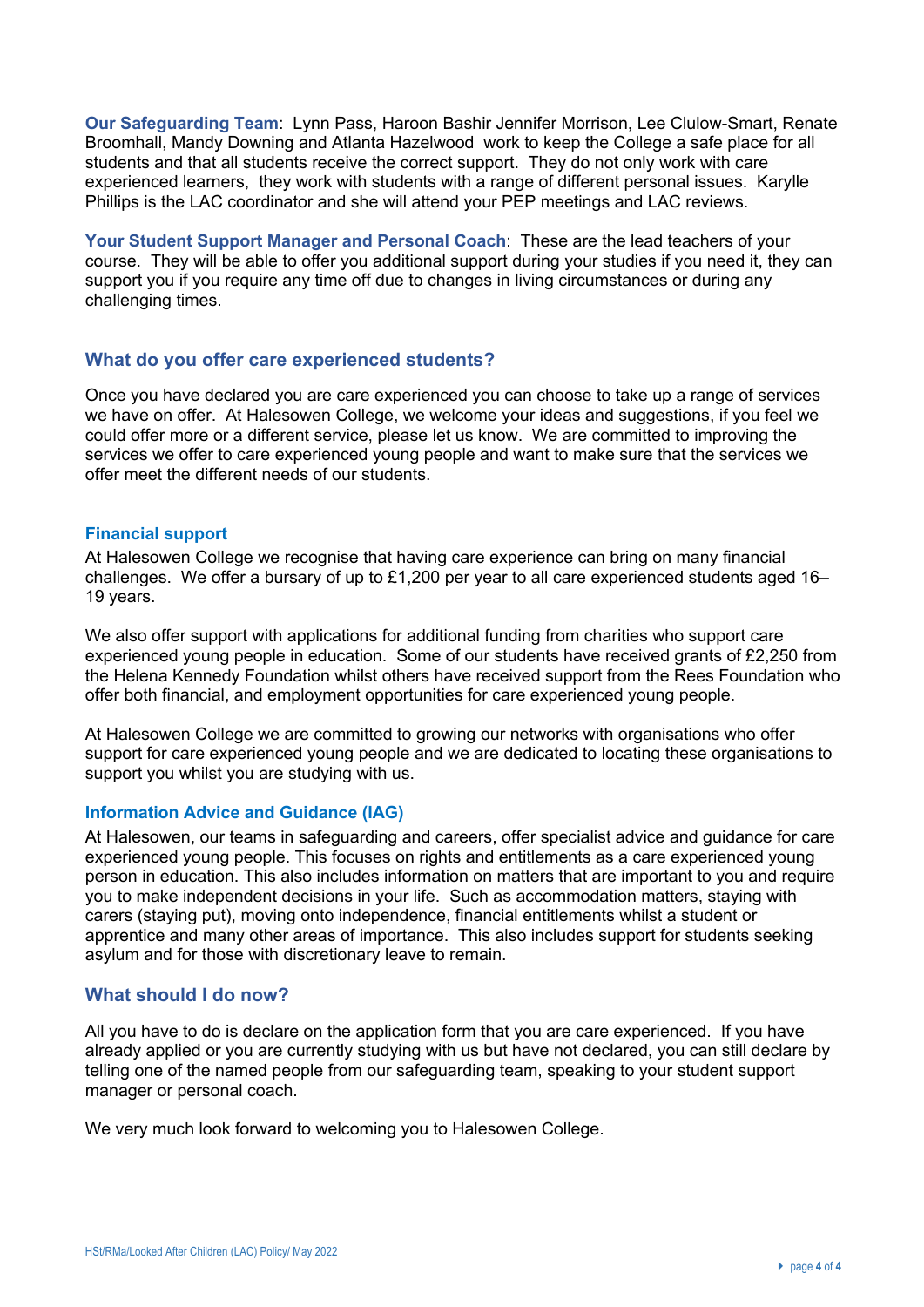**Our Safeguarding Team**: Lynn Pass, Haroon Bashir Jennifer Morrison, Lee Clulow-Smart, Renate Broomhall, Mandy Downing and Atlanta Hazelwood work to keep the College a safe place for all students and that all students receive the correct support. They do not only work with care experienced learners, they work with students with a range of different personal issues. Karylle Phillips is the LAC coordinator and she will attend your PEP meetings and LAC reviews.

**Your Student Support Manager and Personal Coach**: These are the lead teachers of your course. They will be able to offer you additional support during your studies if you need it, they can support you if you require any time off due to changes in living circumstances or during any challenging times.

## What do you offer care experienced students?

Once you have declared you are care experienced you can choose to take up a range of services we have on offer. At Halesowen College, we welcome your ideas and suggestions, if you feel we could offer more or a different service, please let us know. We are committed to improving the services we offer to care experienced young people and want to make sure that the services we offer meet the different needs of our students.

### Financial support

At Halesowen College we recognise that having care experience can bring on many financial challenges. We offer a bursary of up to £1,200 per year to all care experienced students aged 16–19 years.

We also offer support with applications for additional funding from charities who support care experienced young people in education. Some of our students have received grants of £2,250 from the Helena Kennedy Foundation whilst others have received support from the Rees Foundation who offer both financial, and employment opportunities for care experienced young people.

At Halesowen College we are committed to growing our networks with organisations who offer support for care experienced young people and we are dedicated to locating these organisations to support you whilst you are studying with us.

### Information Advice and Guidance (IAG)

At Halesowen, our teams in safeguarding and careers, offer specialist advice and guidance for care experienced young people. This focuses on rights and entitlements as a care experienced young person in education. This also includes information on matters that are important to you and require you to make independent decisions in your life. Such as accommodation matters, staying with carers (staying put), moving onto independence, financial entitlements whilst a student or apprentice and many other areas of importance. This also includes support for students seeking asylum and for those with discretionary leave to remain.

## What should I do now?

All you have to do is declare on the application form that you are care experienced. If you have already applied or you are currently studying with us but have not declared, you can still declare by telling one of the named people from our safeguarding team, speaking to your student support manager or personal coach.

We very much look forward to welcoming you to Halesowen College.